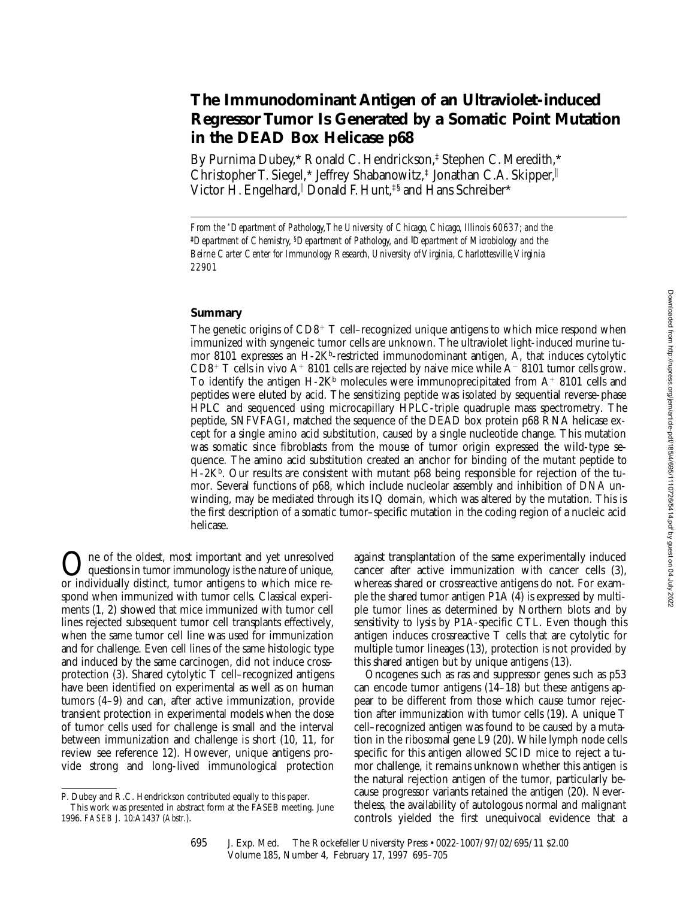# The Immunodominant Antigen of an Ultraviolet-induced Regressor Tumor Is Generated by a Somatic Point Mutation in the DEAD Box Helicase p68

By Purnima Dubey,* Ronald C. Hendrickson,‡ Stephen C. Meredith,* Christopher T. Siegel,* Jeffrey Shabanowitz,‡ Jonathan C.A. Skipper,‖ Victor H. Engelhard,‖ Donald F. Hunt,‡§ and Hans Schreiber*

*From the *Department of Pathology, The University of Chicago, Chicago, Illinois 60637; and the ‡Department of Chemistry, §Department of Pathology, and ‖Department of Microbiology and the Beirne Carter Center for Immunology Research, University of Virginia, Charlottesville, Virginia 22901*

## Summary

The genetic origins of $CD8^+$ T cell–recognized unique antigens to which mice respond when immunized with syngeneic tumor cells are unknown. The ultraviolet light-induced murine tumor 8101 expresses an H-$2K^b$-restricted immunodominant antigen, A, that induces cytolytic $CD8^+$ T cells in vivo $A^+$ 8101 cells are rejected by naive mice while $A^-$ 8101 tumor cells grow. To identify the antigen H-$2K^b$ molecules were immunoprecipitated from $A^+$ 8101 cells and peptides were eluted by acid. The sensitizing peptide was isolated by sequential reverse-phase HPLC and sequenced using microcapillary HPLC-triple quadruple mass spectrometry. The peptide, SNFVFAGI, matched the sequence of the DEAD box protein p68 RNA helicase except for a single amino acid substitution, caused by a single nucleotide change. This mutation was somatic since fibroblasts from the mouse of tumor origin expressed the wild-type sequence. The amino acid substitution created an anchor for binding of the mutant peptide to H-$2K^b$. Our results are consistent with mutant p68 being responsible for rejection of the tumor. Several functions of p68, which include nucleolar assembly and inhibition of DNA unwinding, may be mediated through its IQ domain, which was altered by the mutation. This is the first description of a somatic tumor–specific mutation in the coding region of a nucleic acid helicase.

One of the oldest, most important and yet unresolved questions in tumor immunology is the nature of unique, or individually distinct, tumor antigens to which mice respond when immunized with tumor cells. Classical experiments (1, 2) showed that mice immunized with tumor cell lines rejected subsequent tumor cell transplants effectively, when the same tumor cell line was used for immunization and for challenge. Even cell lines of the same histologic type and induced by the same carcinogen, did not induce crossprotection (3). Shared cytolytic T cell–recognized antigens have been identified on experimental as well as on human tumors (4–9) and can, after active immunization, provide transient protection in experimental models when the dose of tumor cells used for challenge is small and the interval between immunization and challenge is short (10, 11, for review see reference 12). However, unique antigens provide strong and long-lived immunological protection against transplantation of the same experimentally induced cancer after active immunization with cancer cells (3), whereas shared or crossreactive antigens do not. For example the shared tumor antigen P1A (4) is expressed by multiple tumor lines as determined by Northern blots and by sensitivity to lysis by P1A-specific CTL. Even though this antigen induces crossreactive T cells that are cytolytic for multiple tumor lineages (13), protection is not provided by this shared antigen but by unique antigens (13).

Oncogenes such as ras and suppressor genes such as p53 can encode tumor antigens (14–18) but these antigens appear to be different from those which cause tumor rejection after immunization with tumor cells (19). A unique T cell–recognized antigen was found to be caused by a mutation in the ribosomal gene L9 (20). While lymph node cells specific for this antigen allowed SCID mice to reject a tumor challenge, it remains unknown whether this antigen is the natural rejection antigen of the tumor, particularly because progressor variants retained the antigen (20). Nevertheless, the availability of autologous normal and malignant controls yielded the first unequivocal evidence that a

---

P. Dubey and R.C. Hendrickson contributed equally to this paper.

This work was presented in abstract form at the FASEB meeting. June 1996. *FASEB J.* 10:A1437 (*Abstr.*).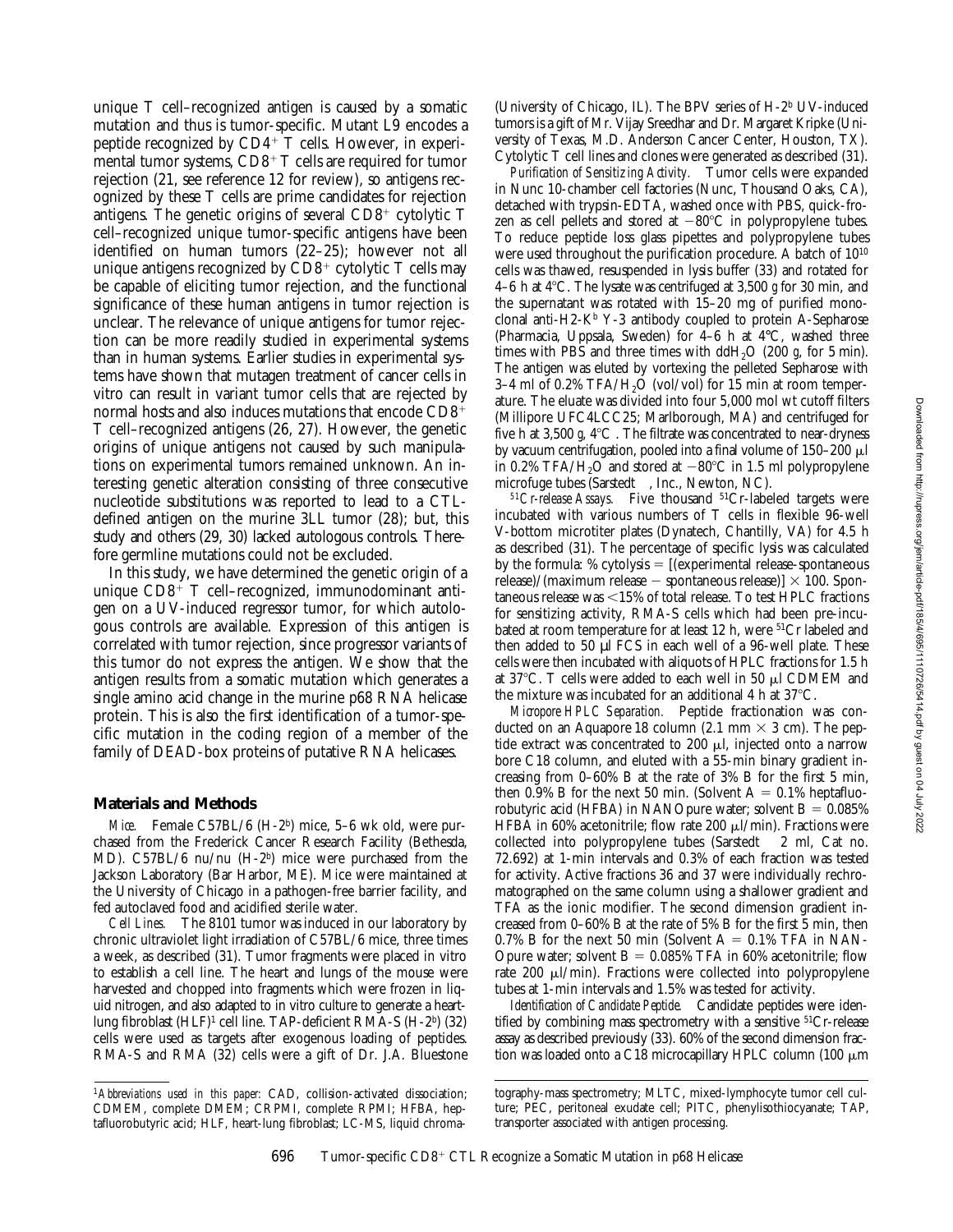unique T cell–recognized antigen is caused by a somatic mutation and thus is tumor-specific. Mutant L9 encodes a peptide recognized by $CD4^+$ T cells. However, in experimental tumor systems, $CD8^+$ T cells are required for tumor rejection (21, see reference 12 for review), so antigens recognized by these T cells are prime candidates for rejection antigens. The genetic origins of several $CD8^+$ cytolytic T cell–recognized unique tumor-specific antigens have been identified on human tumors (22–25); however not all unique antigens recognized by $CD8^+$ cytolytic T cells may be capable of eliciting tumor rejection, and the functional significance of these human antigens in tumor rejection is unclear. The relevance of unique antigens for tumor rejection can be more readily studied in experimental systems than in human systems. Earlier studies in experimental systems have shown that mutagen treatment of cancer cells in vitro can result in variant tumor cells that are rejected by normal hosts and also induces mutations that encode $CD8^+$ T cell–recognized antigens (26, 27). However, the genetic origins of unique antigens not caused by such manipulations on experimental tumors remained unknown. An interesting genetic alteration consisting of three consecutive nucleotide substitutions was reported to lead to a CTL-defined antigen on the murine 3LL tumor (28); but, this study and others (29, 30) lacked autologous controls. Therefore germline mutations could not be excluded.

In this study, we have determined the genetic origin of a unique $CD8^+$ T cell–recognized, immunodominant antigen on a UV-induced regressor tumor, for which autologous controls are available. Expression of this antigen is correlated with tumor rejection, since progressor variants of this tumor do not express the antigen. We show that the antigen results from a somatic mutation which generates a single amino acid change in the murine p68 RNA helicase protein. This is also the first identification of a tumor-specific mutation in the coding region of a member of the family of DEAD-box proteins of putative RNA helicases.

## Materials and Methods

*Mice.* Female C57BL/6 (H-$2^b$) mice, 5–6 wk old, were purchased from the Frederick Cancer Research Facility (Bethesda, MD). C57BL/6 nu/nu (H-$2^b$) mice were purchased from the Jackson Laboratory (Bar Harbor, ME). Mice were maintained at the University of Chicago in a pathogen-free barrier facility, and fed autoclaved food and acidified sterile water.

*Cell Lines.* The 8101 tumor was induced in our laboratory by chronic ultraviolet light irradiation of C57BL/6 mice, three times a week, as described (31). Tumor fragments were placed in vitro to establish a cell line. The heart and lungs of the mouse were harvested and chopped into fragments which were frozen in liquid nitrogen, and also adapted to in vitro culture to generate a heart-lung fibroblast (HLF)[1] cell line. TAP-deficient RMA-S (H-$2^b$) (32) cells were used as targets after exogenous loading of peptides. RMA-S and RMA (32) cells were a gift of Dr. J.A. Bluestone (University of Chicago, IL). The BPV series of H-$2^b$ UV-induced tumors is a gift of Mr. Vijay Sreedhar and Dr. Margaret Kripke (University of Texas, M.D. Anderson Cancer Center, Houston, TX). Cytolytic T cell lines and clones were generated as described (31).

*Purification of Sensitizing Activity.* Tumor cells were expanded in Nunc 10-chamber cell factories (Nunc, Thousand Oaks, CA), detached with trypsin-EDTA, washed once with PBS, quick-frozen as cell pellets and stored at −80°C in polypropylene tubes. To reduce peptide loss glass pipettes and polypropylene tubes were used throughout the purification procedure. A batch of $10^{10}$ cells was thawed, resuspended in lysis buffer (33) and rotated for 4–6 h at 4°C. The lysate was centrifuged at 3,500 *g* for 30 min, and the supernatant was rotated with 15–20 mg of purified monoclonal anti-H2-$K^b$ Y-3 antibody coupled to protein A-Sepharose (Pharmacia, Uppsala, Sweden) for 4–6 h at 4°C, washed three times with PBS and three times with dd$H_2O$ (200 *g*, for 5 min). The antigen was eluted by vortexing the pelleted Sepharose with 3–4 ml of 0.2% TFA/$H_2O$ (vol/vol) for 15 min at room temperature. The eluate was divided into four 5,000 mol wt cutoff filters (Millipore UFC4LCC25; Marlborough, MA) and centrifuged for five h at 3,500 *g*, 4°C. The filtrate was concentrated to near-dryness by vacuum centrifugation, pooled into a final volume of 150–200 μl in 0.2% TFA/$H_2O$ and stored at −80°C in 1.5 ml polypropylene microfuge tubes (Sarstedt, Inc., Newton, NC).

*$^{51}Cr$-release Assays.* Five thousand $^{51}Cr$-labeled targets were incubated with various numbers of T cells in flexible 96-well V-bottom microtiter plates (Dynatech, Chantilly, VA) for 4.5 h as described (31). The percentage of specific lysis was calculated by the formula: % cytolysis = [(experimental release-spontaneous release)/(maximum release − spontaneous release)] × 100. Spontaneous release was <15% of total release. To test HPLC fractions for sensitizing activity, RMA-S cells which had been pre-incubated at room temperature for at least 12 h, were $^{51}Cr$ labeled and then added to 50 μl FCS in each well of a 96-well plate. These cells were then incubated with aliquots of HPLC fractions for 1.5 h at 37°C. T cells were added to each well in 50 μl CDMEM and the mixture was incubated for an additional 4 h at 37°C.

*Micropore HPLC Separation.* Peptide fractionation was conducted on an Aquapore 18 column (2.1 mm × 3 cm). The peptide extract was concentrated to 200 μl, injected onto a narrow bore C18 column, and eluted with a 55-min binary gradient increasing from 0–60% B at the rate of 3% B for the first 5 min, then 0.9% B for the next 50 min. (Solvent A = 0.1% heptafluorobutyric acid (HFBA) in NANOpure water; solvent B = 0.085% HFBA in 60% acetonitrile; flow rate 200 μl/min). Fractions were collected into polypropylene tubes (Sarstedt 2 ml, Cat no. 72.692) at 1-min intervals and 0.3% of each fraction was tested for activity. Active fractions 36 and 37 were individually rechromatographed on the same column using a shallower gradient and TFA as the ionic modifier. The second dimension gradient increased from 0–60% B at the rate of 5% B for the first 5 min, then 0.7% B for the next 50 min (Solvent A = 0.1% TFA in NANOpure water; solvent B = 0.085% TFA in 60% acetonitrile; flow rate 200 μl/min). Fractions were collected into polypropylene tubes at 1-min intervals and 1.5% was tested for activity.

*Identification of Candidate Peptide.* Candidate peptides were identified by combining mass spectrometry with a sensitive $^{51}Cr$-release assay as described previously (33). 60% of the second dimension fraction was loaded onto a C18 microcapillary HPLC column (100 μm

[1] *Abbreviations used in this paper:* CAD, collision-activated dissociation; CDMEM, complete DMEM; CRPMI, complete RPMI; HFBA, heptafluorobutyric acid; HLF, heart-lung fibroblast; LC-MS, liquid chromatography-mass spectrometry; MLTC, mixed-lymphocyte tumor cell culture; PEC, peritoneal exudate cell; PITC, phenylisothiocyanate; TAP, transporter associated with antigen processing.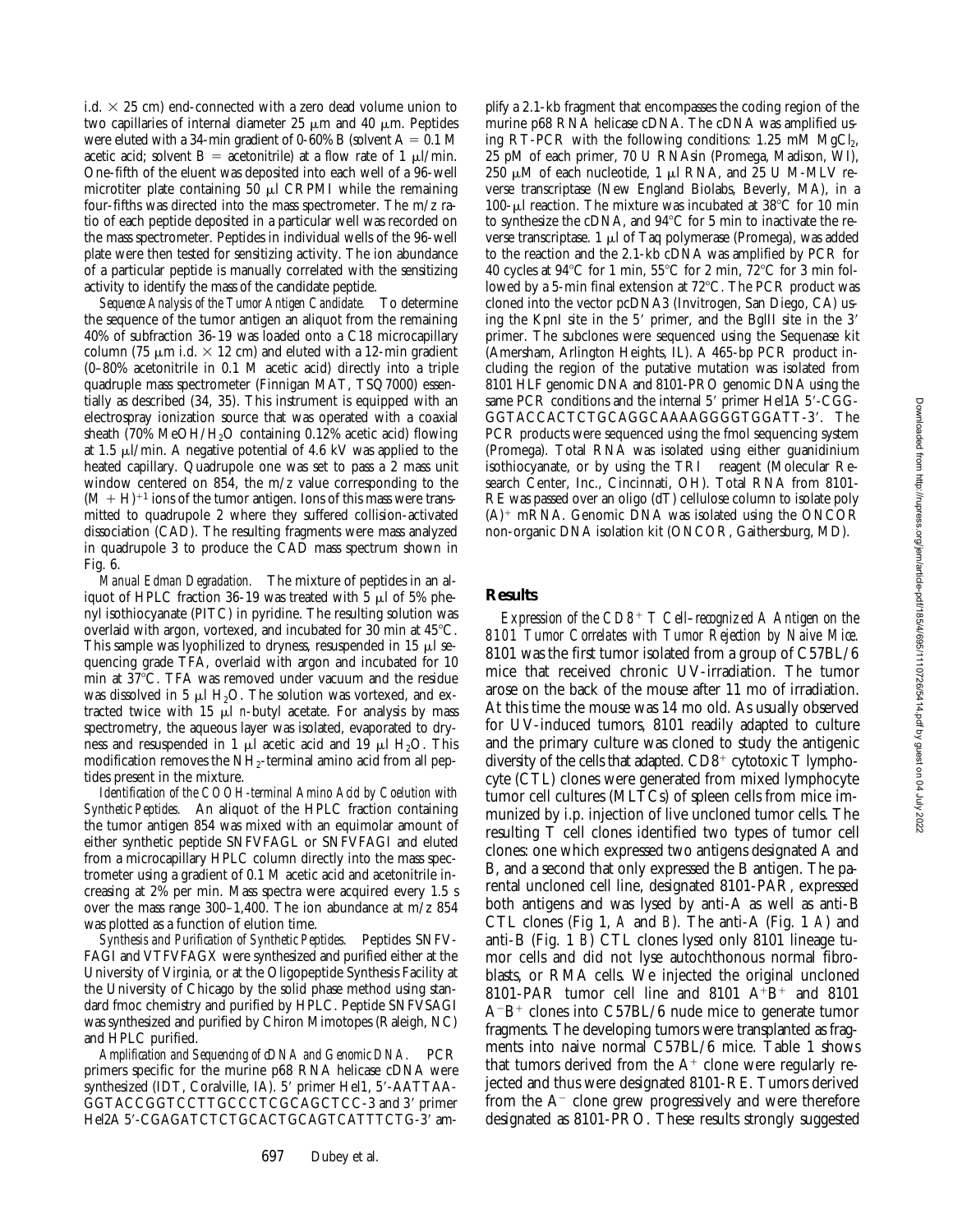i.d. × 25 cm) end-connected with a zero dead volume union to two capillaries of internal diameter 25 μm and 40 μm. Peptides were eluted with a 34-min gradient of 0-60% B (solvent A = 0.1 M acetic acid; solvent B = acetonitrile) at a flow rate of 1 μl/min. One-fifth of the eluent was deposited into each well of a 96-well microtiter plate containing 50 μl CRPMI while the remaining four-fifths was directed into the mass spectrometer. The m/z ratio of each peptide deposited in a particular well was recorded on the mass spectrometer. Peptides in individual wells of the 96-well plate were then tested for sensitizing activity. The ion abundance of a particular peptide is manually correlated with the sensitizing activity to identify the mass of the candidate peptide.

*Sequence Analysis of the Tumor Antigen Candidate.* To determine the sequence of the tumor antigen an aliquot from the remaining 40% of subfraction 36-19 was loaded onto a C18 microcapillary column (75 μm i.d. × 12 cm) and eluted with a 12-min gradient (0–80% acetonitrile in 0.1 M acetic acid) directly into a triple quadruple mass spectrometer (Finnigan MAT, TSQ7000) essentially as described (34, 35). This instrument is equipped with an electrospray ionization source that was operated with a coaxial sheath (70% MeOH/$H_2O$ containing 0.12% acetic acid) flowing at 1.5 μl/min. A negative potential of 4.6 kV was applied to the heated capillary. Quadrupole one was set to pass a 2 mass unit window centered on 854, the m/z value corresponding to the $(M + H)^{+1}$ ions of the tumor antigen. Ions of this mass were transmitted to quadrupole 2 where they suffered collision-activated dissociation (CAD). The resulting fragments were mass analyzed in quadrupole 3 to produce the CAD mass spectrum shown in Fig. 6.

*Manual Edman Degradation.* The mixture of peptides in an aliquot of HPLC fraction 36-19 was treated with 5 μl of 5% phenyl isothiocyanate (PITC) in pyridine. The resulting solution was overlaid with argon, vortexed, and incubated for 30 min at 45°C. This sample was lyophilized to dryness, resuspended in 15 μl sequencing grade TFA, overlaid with argon and incubated for 10 min at 37°C. TFA was removed under vacuum and the residue was dissolved in 5 μl $H_2O$. The solution was vortexed, and extracted twice with 15 μl *n*-butyl acetate. For analysis by mass spectrometry, the aqueous layer was isolated, evaporated to dryness and resuspended in 1 μl acetic acid and 19 μl $H_2O$. This modification removes the $NH_2$-terminal amino acid from all peptides present in the mixture.

*Identification of the COOH-terminal Amino Acid by Coelution with Synthetic Peptides.* An aliquot of the HPLC fraction containing the tumor antigen 854 was mixed with an equimolar amount of either synthetic peptide SNFVFAGL or SNFVFAGI and eluted from a microcapillary HPLC column directly into the mass spectrometer using a gradient of 0.1 M acetic acid and acetonitrile increasing at 2% per min. Mass spectra were acquired every 1.5 s over the mass range 300–1,400. The ion abundance at m/z 854 was plotted as a function of elution time.

*Synthesis and Purification of Synthetic Peptides.* Peptides SNFVFAGI and VTFVFAGX were synthesized and purified either at the University of Virginia, or at the Oligopeptide Synthesis Facility at the University of Chicago by the solid phase method using standard fmoc chemistry and purified by HPLC. Peptide SNFVSAGI was synthesized and purified by Chiron Mimotopes (Raleigh, NC) and HPLC purified.

*Amplification and Sequencing of cDNA and Genomic DNA.* PCR primers specific for the murine p68 RNA helicase cDNA were synthesized (IDT, Coralville, IA). 5′ primer Hel1, 5′-AATTAAGGTACCGGTCCTTGCCCTCGCAGCTCC-3 and 3′ primer Hel2A 5′-CGAGATCTCTGCACTGCAGTCATTTCTG-3′ amplify a 2.1-kb fragment that encompasses the coding region of the murine p68 RNA helicase cDNA. The cDNA was amplified using RT-PCR with the following conditions: 1.25 mM $MgCl_2$, 25 pM of each primer, 70 U RNAsin (Promega, Madison, WI), 250 μM of each nucleotide, 1 μl RNA, and 25 U M-MLV reverse transcriptase (New England Biolabs, Beverly, MA), in a 100-μl reaction. The mixture was incubated at 38°C for 10 min to synthesize the cDNA, and 94°C for 5 min to inactivate the reverse transcriptase. 1 μl of Taq polymerase (Promega), was added to the reaction and the 2.1-kb cDNA was amplified by PCR for 40 cycles at 94°C for 1 min, 55°C for 2 min, 72°C for 3 min followed by a 5-min final extension at 72°C. The PCR product was cloned into the vector pcDNA3 (Invitrogen, San Diego, CA) using the KpnI site in the 5′ primer, and the BglII site in the 3′ primer. The subclones were sequenced using the Sequenase kit (Amersham, Arlington Heights, IL). A 465-bp PCR product including the region of the putative mutation was isolated from 8101 HLF genomic DNA and 8101-PRO genomic DNA using the same PCR conditions and the internal 5′ primer Hel1A 5′-CGGGGTACCACTCTGCAGGCAAAAGGGGTGGATT-3′. The PCR products were sequenced using the fmol sequencing system (Promega). Total RNA was isolated using either guanidinium isothiocyanate, or by using the TRI reagent (Molecular Research Center, Inc., Cincinnati, OH). Total RNA from 8101-RE was passed over an oligo (dT) cellulose column to isolate poly $(A)^+$ mRNA. Genomic DNA was isolated using the ONCOR non-organic DNA isolation kit (ONCOR, Gaithersburg, MD).

## Results

*Expression of the $CD8^+$ T Cell–recognized A Antigen on the 8101 Tumor Correlates with Tumor Rejection by Naive Mice.* 8101 was the first tumor isolated from a group of C57BL/6 mice that received chronic UV-irradiation. The tumor arose on the back of the mouse after 11 mo of irradiation. At this time the mouse was 14 mo old. As usually observed for UV-induced tumors, 8101 readily adapted to culture and the primary culture was cloned to study the antigenic diversity of the cells that adapted. $CD8^+$ cytotoxic T lymphocyte (CTL) clones were generated from mixed lymphocyte tumor cell cultures (MLTCs) of spleen cells from mice immunized by i.p. injection of live uncloned tumor cells. The resulting T cell clones identified two types of tumor cell clones: one which expressed two antigens designated A and B, and a second that only expressed the B antigen. The parental uncloned cell line, designated 8101-PAR, expressed both antigens and was lysed by anti-A as well as anti-B CTL clones (Fig 1, *A* and *B*). The anti-A (Fig. 1 *A*) and anti-B (Fig. 1 *B*) CTL clones lysed only 8101 lineage tumor cells and did not lyse autochthonous normal fibroblasts, or RMA cells. We injected the original uncloned 8101-PAR tumor cell line and 8101 $A^+B^+$ and 8101 $A^-B^+$ clones into C57BL/6 nude mice to generate tumor fragments. The developing tumors were transplanted as fragments into naive normal C57BL/6 mice. Table 1 shows that tumors derived from the $A^+$ clone were regularly rejected and thus were designated 8101-RE. Tumors derived from the $A^-$ clone grew progressively and were therefore designated as 8101-PRO. These results strongly suggested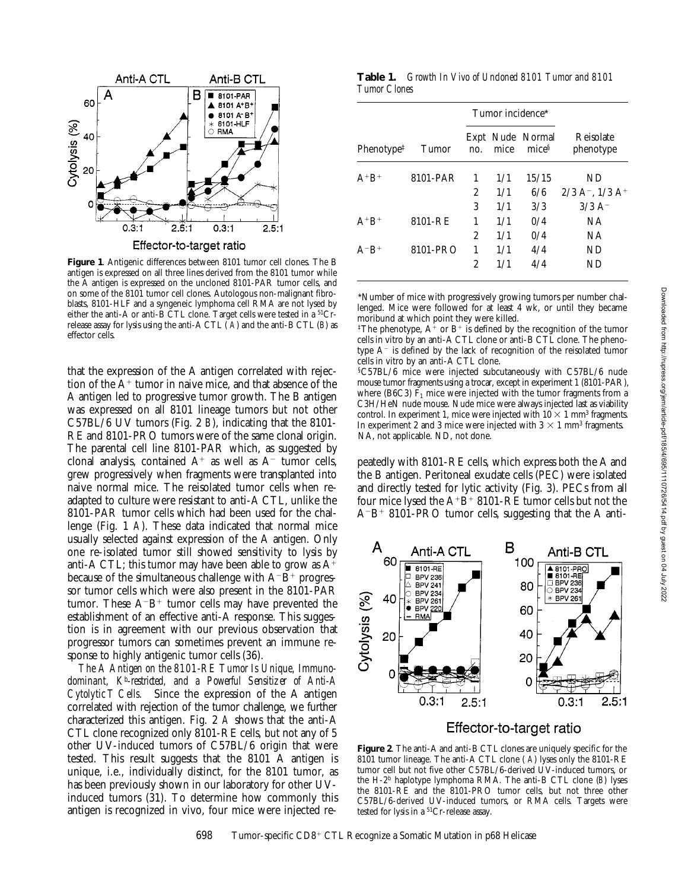**Figure 1**. Antigenic differences between 8101 tumor cell clones. The B antigen is expressed on all three lines derived from the 8101 tumor while the A antigen is expressed on the uncloned 8101-PAR tumor cells, and on some of the 8101 tumor cell clones. Autologous non-malignant fibroblasts, 8101-HLF and a syngeneic lymphoma cell RMA are not lysed by either the anti-A or anti-B CTL clone. Target cells were tested in a $^{51}$Cr-release assay for lysis using the anti-A CTL (*A*) and the anti-B CTL (*B*) as effector cells.

that the expression of the A antigen correlated with rejection of the $A^+$ tumor in naive mice, and that absence of the A antigen led to progressive tumor growth. The B antigen was expressed on all 8101 lineage tumors but not other C57BL/6 UV tumors (Fig. 2 *B*), indicating that the 8101-RE and 8101-PRO tumors were of the same clonal origin. The parental cell line 8101-PAR which, as suggested by clonal analysis, contained $A^+$ as well as $A^-$ tumor cells, grew progressively when fragments were transplanted into naive normal mice. The reisolated tumor cells when readapted to culture were resistant to anti-A CTL, unlike the 8101-PAR tumor cells which had been used for the challenge (Fig. 1 *A*). These data indicated that normal mice usually selected against expression of the A antigen. Only one re-isolated tumor still showed sensitivity to lysis by anti-A CTL; this tumor may have been able to grow as $A^+$ because of the simultaneous challenge with $A^-B^+$ progressor tumor cells which were also present in the 8101-PAR tumor. These $A^-B^+$ tumor cells may have prevented the establishment of an effective anti-A response. This suggestion is in agreement with our previous observation that progressor tumors can sometimes prevent an immune response to highly antigenic tumor cells (36).

*The A Antigen on the 8101-RE Tumor Is Unique, Immunodominant, $K^b$-restricted, and a Powerful Sensitizer of Anti-A Cytolytic T Cells.* Since the expression of the A antigen correlated with rejection of the tumor challenge, we further characterized this antigen. Fig. 2 *A* shows that the anti-A CTL clone recognized only 8101-RE cells, but not any of 5 other UV-induced tumors of C57BL/6 origin that were tested. This result suggests that the 8101 A antigen is unique, i.e., individually distinct, for the 8101 tumor, as has been previously shown in our laboratory for other UV-induced tumors (31). To determine how commonly this antigen is recognized in vivo, four mice were injected repeatedly with 8101-RE cells, which express both the A and the B antigen. Peritoneal exudate cells (PEC) were isolated and directly tested for lytic activity (Fig. 3). PECs from all four mice lysed the $A^+B^+$ 8101-RE tumor cells but not the $A^-B^+$ 8101-PRO tumor cells, suggesting that the A anti-

**Table 1.** *Growth In Vivo of Uncloned 8101 Tumor and 8101 Tumor Clones*

| | | Tumor incidence* | | | |
|---|---|---|---|---|---|
| Phenotype‡ | Tumor | Expt no. | Nude mice | Normal mice§ | Reisolate phenotype |
| $A^+B^+$ | 8101-PAR | 1 | 1/1 | 15/15 | ND |
| | | 2 | 1/1 | 6/6 | 2/3 $A^-$, 1/3 $A^+$ |
| | | 3 | 1/1 | 3/3 | 3/3 $A^-$ |
| $A^+B^+$ | 8101-RE | 1 | 1/1 | 0/4 | NA |
| | | 2 | 1/1 | 0/4 | NA |
| $A^-B^+$ | 8101-PRO | 1 | 1/1 | 4/4 | ND |
| | | 2 | 1/1 | 4/4 | ND |

*Number of mice with progressively growing tumors per number challenged. Mice were followed for at least 4 wk, or until they became moribund at which point they were killed.

‡The phenotype, $A^+$ or $B^+$ is defined by the recognition of the tumor cells in vitro by an anti-A CTL clone or anti-B CTL clone. The phenotype $A^-$ is defined by the lack of recognition of the reisolated tumor cells in vitro by an anti-A CTL clone.

§C57BL/6 mice were injected subcutaneously with C57BL/6 nude mouse tumor fragments using a trocar, except in experiment 1 (8101-PAR), where (B6C3) $F_1$ mice were injected with the tumor fragments from a C3H/HeN nude mouse. Nude mice were always injected last as viability control. In experiment 1, mice were injected with 10 × 1 mm$^3$ fragments. In experiment 2 and 3 mice were injected with 3 × 1 mm$^3$ fragments. NA, not applicable. ND, not done.

**Figure 2**. The anti-A and anti-B CTL clones are uniquely specific for the 8101 tumor lineage. The anti-A CTL clone (*A*) lyses only the 8101-RE tumor cell but not five other C57BL/6-derived UV-induced tumors, or the H-$2^b$ haplotype lymphoma RMA. The anti-B CTL clone (*B*) lyses the 8101-RE and the 8101-PRO tumor cells, but not three other C57BL/6-derived UV-induced tumors, or RMA cells. Targets were tested for lysis in a $^{51}$Cr-release assay.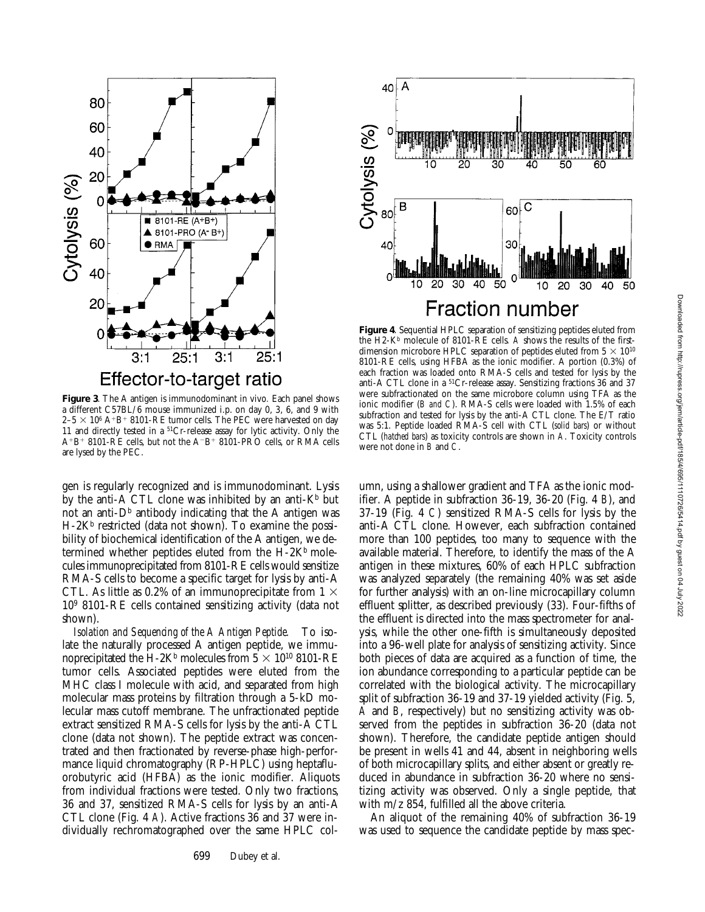**Figure 3**. The A antigen is immunodominant in vivo. Each panel shows a different C57BL/6 mouse immunized i.p. on day 0, 3, 6, and 9 with $2–5 \times 10^6$ $A^+B^+$ 8101-RE tumor cells. The PEC were harvested on day 11 and directly tested in a $^{51}$Cr-release assay for lytic activity. Only the $A^+B^+$ 8101-RE cells, but not the $A^-B^+$ 8101-PRO cells, or RMA cells are lysed by the PEC.

**Figure 4**. Sequential HPLC separation of sensitizing peptides eluted from the H2-$K^b$ molecule of 8101-RE cells. *A* shows the results of the first-dimension microbore HPLC separation of peptides eluted from $5 \times 10^{10}$ 8101-RE cells, using HFBA as the ionic modifier. A portion (0.3%) of each fraction was loaded onto RMA-S cells and tested for lysis by the anti-A CTL clone in a $^{51}$Cr-release assay. Sensitizing fractions 36 and 37 were subfractionated on the same microbore column using TFA as the ionic modifier (*B* and *C*). RMA-S cells were loaded with 1.5% of each subfraction and tested for lysis by the anti-A CTL clone. The E/T ratio was 5:1. Peptide loaded RMA-S cell with CTL (*solid bars*) or without CTL (*hatched bars*) as toxicity controls are shown in *A*. Toxicity controls were not done in *B* and *C*.

gen is regularly recognized and is immunodominant. Lysis by the anti-A CTL clone was inhibited by an anti-$K^b$ but not an anti-$D^b$ antibody indicating that the A antigen was H-$2K^b$ restricted (data not shown). To examine the possibility of biochemical identification of the A antigen, we determined whether peptides eluted from the H-$2K^b$ molecules immunoprecipitated from 8101-RE cells would sensitize RMA-S cells to become a specific target for lysis by anti-A CTL. As little as 0.2% of an immunoprecipitate from $1 \times 10^9$ 8101-RE cells contained sensitizing activity (data not shown).

*Isolation and Sequencing of the A Antigen Peptide.* To isolate the naturally processed A antigen peptide, we immunoprecipitated the H-$2K^b$ molecules from $5 \times 10^{10}$ 8101-RE tumor cells. Associated peptides were eluted from the MHC class I molecule with acid, and separated from high molecular mass proteins by filtration through a 5-kD molecular mass cutoff membrane. The unfractionated peptide extract sensitized RMA-S cells for lysis by the anti-A CTL clone (data not shown). The peptide extract was concentrated and then fractionated by reverse-phase high-performance liquid chromatography (RP-HPLC) using heptafluorobutyric acid (HFBA) as the ionic modifier. Aliquots from individual fractions were tested. Only two fractions, 36 and 37, sensitized RMA-S cells for lysis by an anti-A CTL clone (Fig. 4 *A*). Active fractions 36 and 37 were individually rechromatographed over the same HPLC column, using a shallower gradient and TFA as the ionic modifier. A peptide in subfraction 36-19, 36-20 (Fig. 4 *B*), and 37-19 (Fig. 4 *C*) sensitized RMA-S cells for lysis by the anti-A CTL clone. However, each subfraction contained more than 100 peptides, too many to sequence with the available material. Therefore, to identify the mass of the A antigen in these mixtures, 60% of each HPLC subfraction was analyzed separately (the remaining 40% was set aside for further analysis) with an on-line microcapillary column effluent splitter, as described previously (33). Four-fifths of the effluent is directed into the mass spectrometer for analysis, while the other one-fifth is simultaneously deposited into a 96-well plate for analysis of sensitizing activity. Since both pieces of data are acquired as a function of time, the ion abundance corresponding to a particular peptide can be correlated with the biological activity. The microcapillary split of subfraction 36-19 and 37-19 yielded activity (Fig. 5, *A* and *B*, respectively) but no sensitizing activity was observed from the peptides in subfraction 36-20 (data not shown). Therefore, the candidate peptide antigen should be present in wells 41 and 44, absent in neighboring wells of both microcapillary splits, and either absent or greatly reduced in abundance in subfraction 36-20 where no sensitizing activity was observed. Only a single peptide, that with m/z 854, fulfilled all the above criteria.

An aliquot of the remaining 40% of subfraction 36-19 was used to sequence the candidate peptide by mass spec-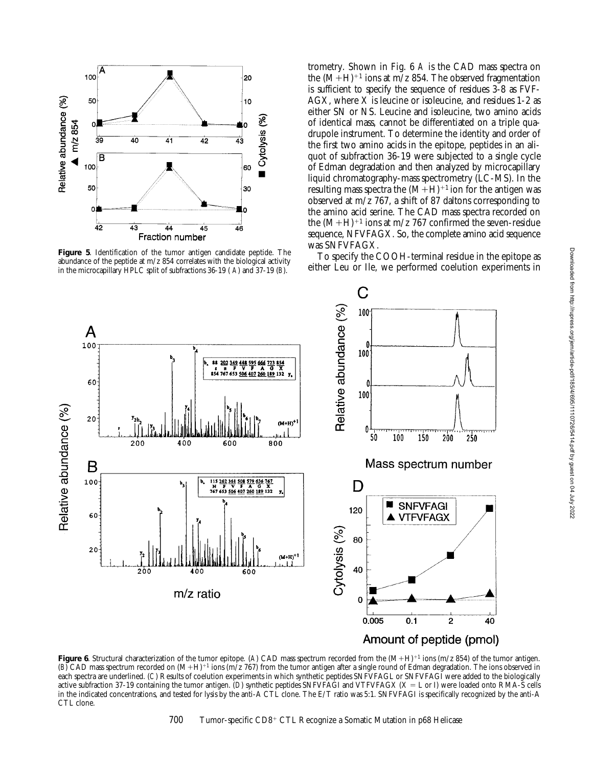**Figure 5**. Identification of the tumor antigen candidate peptide. The abundance of the peptide at m/z 854 correlates with the biological activity in the microcapillary HPLC split of subfractions 36-19 (A) and 37-19 (B).

trometry. Shown in Fig. 6 A is the CAD mass spectra on the $(M+H)^{+1}$ ions at m/z 854. The observed fragmentation is sufficient to specify the sequence of residues 3-8 as FVFAGX, where X is leucine or isoleucine, and residues 1-2 as either SN or NS. Leucine and isoleucine, two amino acids of identical mass, cannot be differentiated on a triple quadrupole instrument. To determine the identity and order of the first two amino acids in the epitope, peptides in an aliquot of subfraction 36-19 were subjected to a single cycle of Edman degradation and then analyzed by microcapillary liquid chromatography-mass spectrometry (LC-MS). In the resulting mass spectra the $(M+H)^{+1}$ ion for the antigen was observed at m/z 767, a shift of 87 daltons corresponding to the amino acid serine. The CAD mass spectra recorded on the $(M+H)^{+1}$ ions at m/z 767 confirmed the seven-residue sequence, NFVFAGX. So, the complete amino acid sequence was SNFVFAGX.

To specify the COOH-terminal residue in the epitope as either Leu or Ile, we performed coelution experiments in

**Figure 6**. Structural characterization of the tumor epitope. (A) CAD mass spectrum recorded from the $(M+H)^{+1}$ ions (m/z 854) of the tumor antigen. (B) CAD mass spectrum recorded on $(M+H)^{+1}$ ions (m/z 767) from the tumor antigen after a single round of Edman degradation. The ions observed in each spectra are underlined. (C) Results of coelution experiments in which synthetic peptides SNFVFAGL or SNFVFAGI were added to the biologically active subfraction 37-19 containing the tumor antigen. (D) synthetic peptides SNFVFAGI and VTFVFAGX (X = L or I) were loaded onto RMA-S cells in the indicated concentrations, and tested for lysis by the anti-A CTL clone. The E/T ratio was 5:1. SNFVFAGI is specifically recognized by the anti-A CTL clone.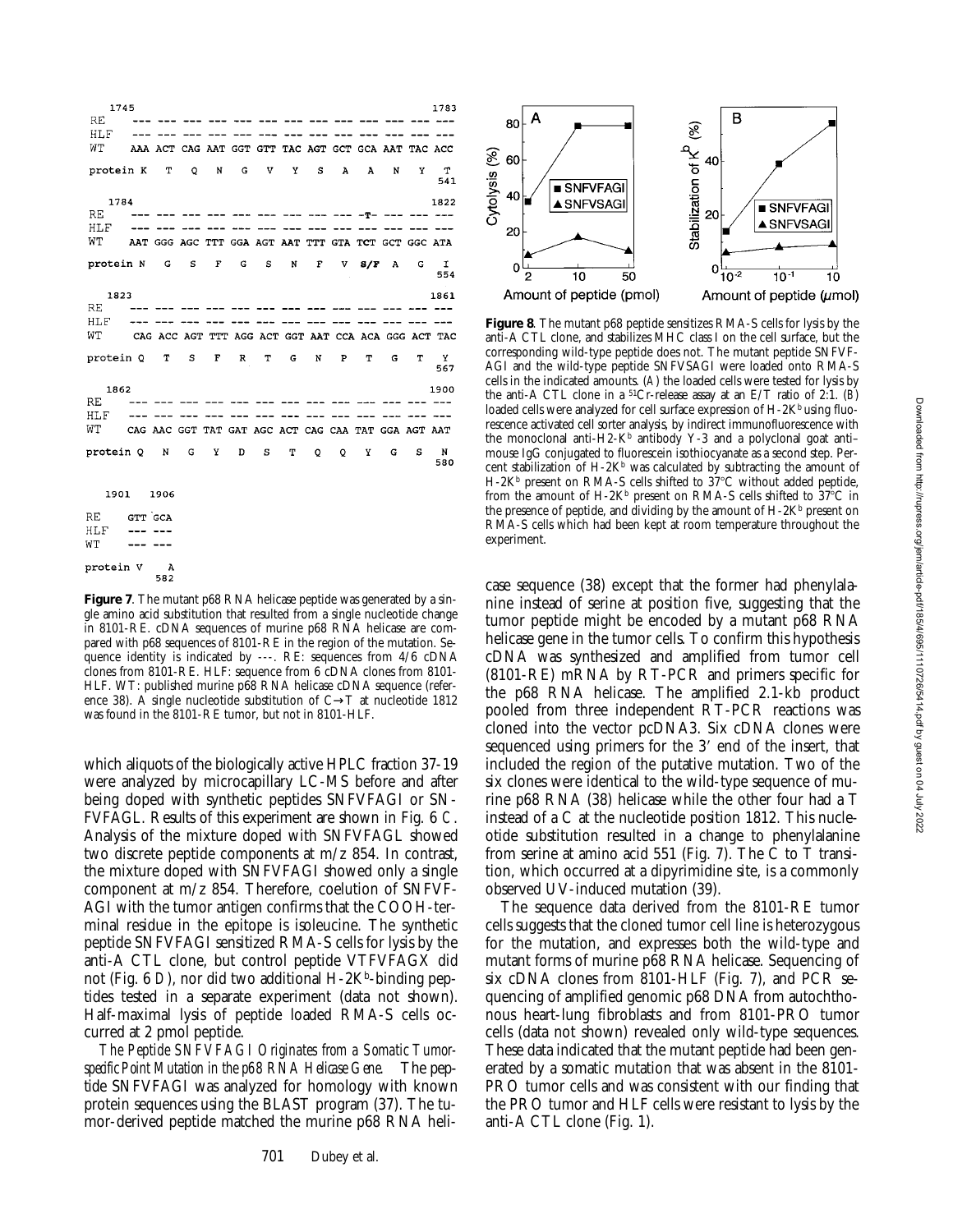```
     1745                                                     1783
RE        --- --- --- --- --- --- --- --- --- --- --- --- ---
HLF       --- --- --- --- --- --- --- --- --- --- --- --- ---
WT        AAA ACT CAG AAT GGT GTT TAC AGT GCT GCA AAT TAC ACC

protein K   T   Q   N   G   V   Y   S   A   A   N   Y   T
                                                          541

     1784                                                     1822
RE        --- --- --- --- --- --- --- --- --- -T- --- --- ---
HLF       --- --- --- --- --- --- --- --- --- --- --- --- ---
WT        AAT GGG AGC TTT GGA AGT AAT TTT GTA TCT GCT GGC ATA

protein N   G   S   F   G   S   N   F   V  S/F  A   G   I
                                                          554

     1823                                                     1861
RE        --- --- --- --- --- --- --- --- --- --- --- --- ---
HLF       --- --- --- --- --- --- --- --- --- --- --- --- ---
WT        CAG ACC AGT TTT AGG ACT GGT AAT CCA ACA GGG ACT TAC

protein Q   T   S   F   R   T   G   N   P   T   G   T   Y
                                                          567

     1862                                                     1900
RE        --- --- --- --- --- --- --- --- --- --- --- --- ---
HLF       --- --- --- --- --- --- --- --- --- --- --- --- ---
WT        CAG AAC GGT TAT GAT AGC ACT CAG CAA TAT GGA AGT AAT

protein Q   N   G   Y   D   S   T   Q   Q   Y   G   S   N
                                                          580

     1901  1906
RE        GTT GCA
HLF       --- ---
WT        --- ---

protein V   A
            582
```

**Figure 7**. The mutant p68 RNA helicase peptide was generated by a single amino acid substitution that resulted from a single nucleotide change in 8101-RE. cDNA sequences of murine p68 RNA helicase are compared with p68 sequences of 8101-RE in the region of the mutation. Sequence identity is indicated by ---. RE: sequences from 4/6 cDNA clones from 8101-RE. HLF: sequence from 6 cDNA clones from 8101-HLF. WT: published murine p68 RNA helicase cDNA sequence (reference 38). A single nucleotide substitution of C→T at nucleotide 1812 was found in the 8101-RE tumor, but not in 8101-HLF.

which aliquots of the biologically active HPLC fraction 37-19 were analyzed by microcapillary LC-MS before and after being doped with synthetic peptides SNFVFAGI or SNFVFAGL. Results of this experiment are shown in Fig. 6 *C*. Analysis of the mixture doped with SNFVFAGL showed two discrete peptide components at m/z 854. In contrast, the mixture doped with SNFVFAGI showed only a single component at m/z 854. Therefore, coelution of SNFVFAGI with the tumor antigen confirms that the COOH-terminal residue in the epitope is isoleucine. The synthetic peptide SNFVFAGI sensitized RMA-S cells for lysis by the anti-A CTL clone, but control peptide VTFVFAGX did not (Fig. 6 *D*), nor did two additional H-2K$^b$-binding peptides tested in a separate experiment (data not shown). Half-maximal lysis of peptide loaded RMA-S cells occurred at 2 pmol peptide.

*The Peptide SNFVFAGI Originates from a Somatic Tumor-specific Point Mutation in the p68 RNA Helicase Gene.* The peptide SNFVFAGI was analyzed for homology with known protein sequences using the BLAST program (37). The tumor-derived peptide matched the murine p68 RNA helicase sequence (38) except that the former had phenylalanine instead of serine at position five, suggesting that the tumor peptide might be encoded by a mutant p68 RNA helicase gene in the tumor cells. To confirm this hypothesis cDNA was synthesized and amplified from tumor cell (8101-RE) mRNA by RT-PCR and primers specific for the p68 RNA helicase. The amplified 2.1-kb product pooled from three independent RT-PCR reactions was cloned into the vector pcDNA3. Six cDNA clones were sequenced using primers for the 3′ end of the insert, that included the region of the putative mutation. Two of the six clones were identical to the wild-type sequence of murine p68 RNA (38) helicase while the other four had a T instead of a C at the nucleotide position 1812. This nucleotide substitution resulted in a change to phenylalanine from serine at amino acid 551 (Fig. 7). The C to T transition, which occurred at a dipyrimidine site, is a commonly observed UV-induced mutation (39).

The sequence data derived from the 8101-RE tumor cells suggests that the cloned tumor cell line is heterozygous for the mutation, and expresses both the wild-type and mutant forms of murine p68 RNA helicase. Sequencing of six cDNA clones from 8101-HLF (Fig. 7), and PCR sequencing of amplified genomic p68 DNA from autochthonous heart-lung fibroblasts and from 8101-PRO tumor cells (data not shown) revealed only wild-type sequences. These data indicated that the mutant peptide had been generated by a somatic mutation that was absent in the 8101-PRO tumor cells and was consistent with our finding that the PRO tumor and HLF cells were resistant to lysis by the anti-A CTL clone (Fig. 1).

**Figure 8**. The mutant p68 peptide sensitizes RMA-S cells for lysis by the anti-A CTL clone, and stabilizes MHC class I on the cell surface, but the corresponding wild-type peptide does not. The mutant peptide SNFVFAGI and the wild-type peptide SNFVSAGI were loaded onto RMA-S cells in the indicated amounts. (*A*) the loaded cells were tested for lysis by the anti-A CTL clone in a $^{51}$Cr-release assay at an E/T ratio of 2:1. (*B*) loaded cells were analyzed for cell surface expression of H-2K$^b$ using fluorescence activated cell sorter analysis, by indirect immunofluorescence with the monoclonal anti-H2-K$^b$ antibody Y-3 and a polyclonal goat anti–mouse IgG conjugated to fluorescein isothiocyanate as a second step. Percent stabilization of H-2K$^b$ was calculated by subtracting the amount of H-2K$^b$ present on RMA-S cells shifted to 37°C without added peptide, from the amount of H-2K$^b$ present on RMA-S cells shifted to 37°C in the presence of peptide, and dividing by the amount of H-2K$^b$ present on RMA-S cells which had been kept at room temperature throughout the experiment.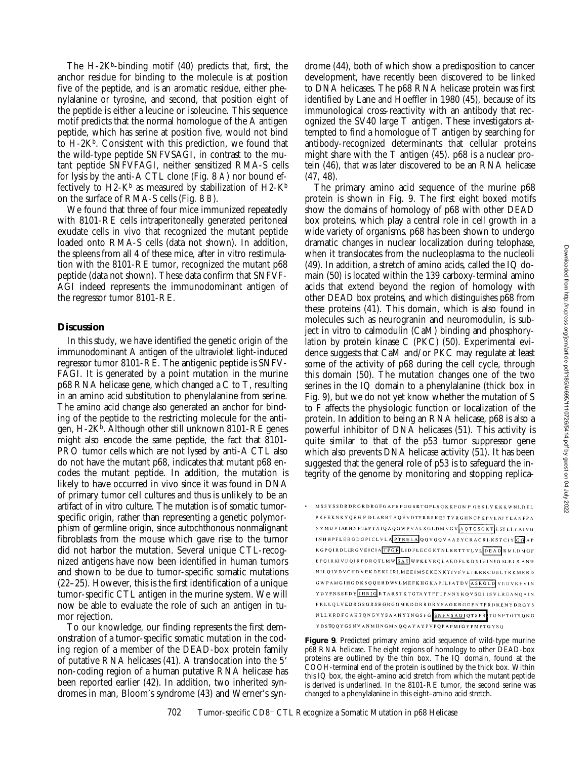The H-2K$^b$-binding motif (40) predicts that, first, the anchor residue for binding to the molecule is at position five of the peptide, and is an aromatic residue, either phenylalanine or tyrosine, and second, that position eight of the peptide is either a leucine or isoleucine. This sequence motif predicts that the normal homologue of the A antigen peptide, which has serine at position five, would not bind to H-2K$^b$. Consistent with this prediction, we found that the wild-type peptide SNFVSAGI, in contrast to the mutant peptide SNFVFAGI, neither sensitized RMA-S cells for lysis by the anti-A CTL clone (Fig. 8 *A*) nor bound effectively to H2-K$^b$ as measured by stabilization of H2-K$^b$ on the surface of RMA-S cells (Fig. 8 *B*).

We found that three of four mice immunized repeatedly with 8101-RE cells intraperitoneally generated peritoneal exudate cells in vivo that recognized the mutant peptide loaded onto RMA-S cells (data not shown). In addition, the spleens from all 4 of these mice, after in vitro restimulation with the 8101-RE tumor, recognized the mutant p68 peptide (data not shown). These data confirm that SNFVFAGI indeed represents the immunodominant antigen of the regressor tumor 8101-RE.

## Discussion

In this study, we have identified the genetic origin of the immunodominant A antigen of the ultraviolet light-induced regressor tumor 8101-RE. The antigenic peptide is SNFVFAGI. It is generated by a point mutation in the murine p68 RNA helicase gene, which changed a C to T, resulting in an amino acid substitution to phenylalanine from serine. The amino acid change also generated an anchor for binding of the peptide to the restricting molecule for the antigen, H-2K$^b$. Although other still unknown 8101-RE genes might also encode the same peptide, the fact that 8101-PRO tumor cells which are not lysed by anti-A CTL also do not have the mutant p68, indicates that mutant p68 encodes the mutant peptide. In addition, the mutation is likely to have occurred in vivo since it was found in DNA of primary tumor cell cultures and thus is unlikely to be an artifact of in vitro culture. The mutation is of somatic tumor-specific origin, rather than representing a genetic polymorphism of germline origin, since autochthonous nonmalignant fibroblasts from the mouse which gave rise to the tumor did not harbor the mutation. Several unique CTL-recognized antigens have now been identified in human tumors and shown to be due to tumor-specific somatic mutations (22–25). However, this is the first identification of a unique tumor-specific CTL antigen in the murine system. We will now be able to evaluate the role of such an antigen in tumor rejection.

To our knowledge, our finding represents the first demonstration of a tumor-specific somatic mutation in the coding region of a member of the DEAD-box protein family of putative RNA helicases (41). A translocation into the 5′ non-coding region of a human putative RNA helicase has been reported earlier (42). In addition, two inherited syndromes in man, Bloom's syndrome (43) and Werner's syndrome (44), both of which show a predisposition to cancer development, have recently been discovered to be linked to DNA helicases. The p68 RNA helicase protein was first identified by Lane and Hoeffler in 1980 (45), because of its immunological cross-reactivity with an antibody that recognized the SV40 large T antigen. These investigators attempted to find a homologue of T antigen by searching for antibody-recognized determinants that cellular proteins might share with the T antigen (45). p68 is a nuclear protein (46), that was later discovered to be an RNA helicase (47, 48).

The primary amino acid sequence of the murine p68 protein is shown in Fig. 9. The first eight boxed motifs show the domains of homology of p68 with other DEAD box proteins, which play a central role in cell growth in a wide variety of organisms. p68 has been shown to undergo dramatic changes in nuclear localization during telophase, when it translocates from the nucleoplasma to the nucleoli (49). In addition, a stretch of amino acids, called the IQ domain (50) is located within the 139 carboxy-terminal amino acids that extend beyond the region of homology with other DEAD box proteins, and which distinguishes p68 from these proteins (41). This domain, which is also found in molecules such as neurogranin and neuromodulin, is subject in vitro to calmodulin (CaM) binding and phosphorylation by protein kinase C (PKC) (50). Experimental evidence suggests that CaM and/or PKC may regulate at least some of the activity of p68 during the cell cycle, through this domain (50). The mutation changes one of the two serines in the IQ domain to a phenylalanine (thick box in Fig. 9), but we do not yet know whether the mutation of S to F affects the physiologic function or localization of the protein. In addition to being an RNA helicase, p68 is also a powerful inhibitor of DNA helicases (51). This activity is quite similar to that of the p53 tumor suppressor gene which also prevents DNA helicase activity (51). It has been suggested that the general role of p53 is to safeguard the integrity of the genome by monitoring and stopping replica-

```
MSSYSSDRDRGRDRGFGAPRFGGSRTGPLSGKKFGNPGEKLVKKKWNLDEL
PKFEKNKYQEHPDLARRTAQEVDTYRRSKEITVRGHNCPKPVLNFYEANFPA
NVMDVIARHNFTEPTAIQAQGWPVALSGLDMVGVAQTGSGKTLSYLLPAIVH
INHHPFLERGDGPICLVLAPTRELAQQVQQVAAEYCRACRLKSTCIYGGAP
KGPQIRDLERGVEICIATPGRLIDFLECGKTNLRRTTYLVLDEADRMLDMGF
EPQIRKIVDQIRPDRQTLMWSATWPKEVRQLAEDFLKDYIHINIGALELSANH
NILQIVDVCHDVEKDEKLIRLMEEIMSEKENKTIVFVETKRRCDELTRKMRRD
GWPAMGIHGDKSQQERDWVLMEFKHGKAPILIATDVASRGLDVEDVKFVIN
YDYPNSSEDYIHRIGRTARSTKTGTAYTFFTPNNYKQVSDLISVLREANQAIN
PKLLQLVEDRGSGRSRGRGGMKDDRRDRYSAGKRGGFNTFRDRENYDRGYS
NLLKRDFGAKTQNGVYSAANYTNGSFGSNFVSAGIQTSFRTGNPTGTYQNG
YDSTQQYGSNVANMHNGMNQQAYAYPVPQPAPMIGYPMPTGYSQ
```

**Figure 9**. Predicted primary amino acid sequence of wild-type murine p68 RNA helicase. The eight regions of homology to other DEAD-box proteins are outlined by the thin box. The IQ domain, found at the COOH-terminal end of the protein is outlined by the thick box. Within this IQ box, the eight–amino acid stretch from which the mutant peptide is derived is underlined. In the 8101-RE tumor, the second serine was changed to a phenylalanine in this eight–amino acid stretch.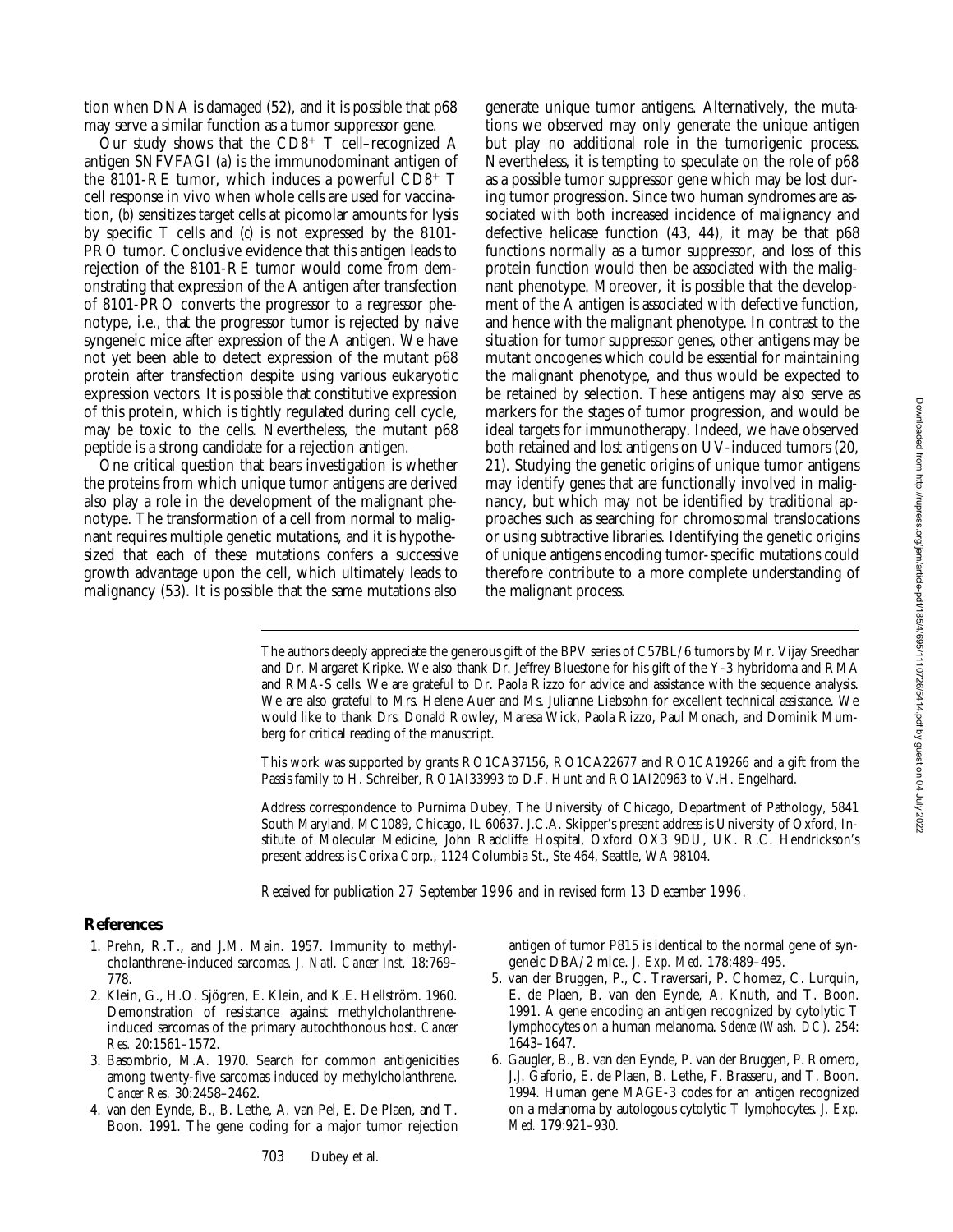tion when DNA is damaged (52), and it is possible that p68 may serve a similar function as a tumor suppressor gene.

Our study shows that the $CD8^+$ T cell–recognized A antigen SNFVFAGI (*a*) is the immunodominant antigen of the 8101-RE tumor, which induces a powerful $CD8^+$ T cell response in vivo when whole cells are used for vaccination, (*b*) sensitizes target cells at picomolar amounts for lysis by specific T cells and (*c*) is not expressed by the 8101-PRO tumor. Conclusive evidence that this antigen leads to rejection of the 8101-RE tumor would come from demonstrating that expression of the A antigen after transfection of 8101-PRO converts the progressor to a regressor phenotype, i.e., that the progressor tumor is rejected by naive syngeneic mice after expression of the A antigen. We have not yet been able to detect expression of the mutant p68 protein after transfection despite using various eukaryotic expression vectors. It is possible that constitutive expression of this protein, which is tightly regulated during cell cycle, may be toxic to the cells. Nevertheless, the mutant p68 peptide is a strong candidate for a rejection antigen.

One critical question that bears investigation is whether the proteins from which unique tumor antigens are derived also play a role in the development of the malignant phenotype. The transformation of a cell from normal to malignant requires multiple genetic mutations, and it is hypothesized that each of these mutations confers a successive growth advantage upon the cell, which ultimately leads to malignancy (53). It is possible that the same mutations also generate unique tumor antigens. Alternatively, the mutations we observed may only generate the unique antigen but play no additional role in the tumorigenic process. Nevertheless, it is tempting to speculate on the role of p68 as a possible tumor suppressor gene which may be lost during tumor progression. Since two human syndromes are associated with both increased incidence of malignancy and defective helicase function (43, 44), it may be that p68 functions normally as a tumor suppressor, and loss of this protein function would then be associated with the malignant phenotype. Moreover, it is possible that the development of the A antigen is associated with defective function, and hence with the malignant phenotype. In contrast to the situation for tumor suppressor genes, other antigens may be mutant oncogenes which could be essential for maintaining the malignant phenotype, and thus would be expected to be retained by selection. These antigens may also serve as markers for the stages of tumor progression, and would be ideal targets for immunotherapy. Indeed, we have observed both retained and lost antigens on UV-induced tumors (20, 21). Studying the genetic origins of unique tumor antigens may identify genes that are functionally involved in malignancy, but which may not be identified by traditional approaches such as searching for chromosomal translocations or using subtractive libraries. Identifying the genetic origins of unique antigens encoding tumor-specific mutations could therefore contribute to a more complete understanding of the malignant process.

The authors deeply appreciate the generous gift of the BPV series of C57BL/6 tumors by Mr. Vijay Sreedhar and Dr. Margaret Kripke. We also thank Dr. Jeffrey Bluestone for his gift of the Y-3 hybridoma and RMA and RMA-S cells. We are grateful to Dr. Paola Rizzo for advice and assistance with the sequence analysis. We are also grateful to Mrs. Helene Auer and Ms. Julianne Liebsohn for excellent technical assistance. We would like to thank Drs. Donald Rowley, Maresa Wick, Paola Rizzo, Paul Monach, and Dominik Mumberg for critical reading of the manuscript.

This work was supported by grants RO1CA37156, RO1CA22677 and RO1CA19266 and a gift from the Passis family to H. Schreiber, RO1AI33993 to D.F. Hunt and RO1AI20963 to V.H. Engelhard.

Address correspondence to Purnima Dubey, The University of Chicago, Department of Pathology, 5841 South Maryland, MC1089, Chicago, IL 60637. J.C.A. Skipper's present address is University of Oxford, Institute of Molecular Medicine, John Radcliffe Hospital, Oxford OX3 9DU, UK. R.C. Hendrickson's present address is Corixa Corp., 1124 Columbia St., Ste 464, Seattle, WA 98104.

*Received for publication 27 September 1996 and in revised form 13 December 1996.*

## References

1. Prehn, R.T., and J.M. Main. 1957. Immunity to methylcholanthrene-induced sarcomas. *J. Natl. Cancer Inst.* 18:769–778.
2. Klein, G., H.O. Sjögren, E. Klein, and K.E. Hellström. 1960. Demonstration of resistance against methylcholanthrene-induced sarcomas of the primary autochthonous host. *Cancer Res.* 20:1561–1572.
3. Basombrio, M.A. 1970. Search for common antigenicities among twenty-five sarcomas induced by methylcholanthrene. *Cancer Res.* 30:2458–2462.
4. van den Eynde, B., B. Lethe, A. van Pel, E. De Plaen, and T. Boon. 1991. The gene coding for a major tumor rejection antigen of tumor P815 is identical to the normal gene of syngeneic DBA/2 mice. *J. Exp. Med.* 178:489–495.
5. van der Bruggen, P., C. Traversari, P. Chomez, C. Lurquin, E. de Plaen, B. van den Eynde, A. Knuth, and T. Boon. 1991. A gene encoding an antigen recognized by cytolytic T lymphocytes on a human melanoma. *Science (Wash. DC).* 254: 1643–1647.
6. Gaugler, B., B. van den Eynde, P. van der Bruggen, P. Romero, J.J. Gaforio, E. de Plaen, B. Lethe, F. Brasseru, and T. Boon. 1994. Human gene MAGE-3 codes for an antigen recognized on a melanoma by autologous cytolytic T lymphocytes. *J. Exp. Med.* 179:921–930.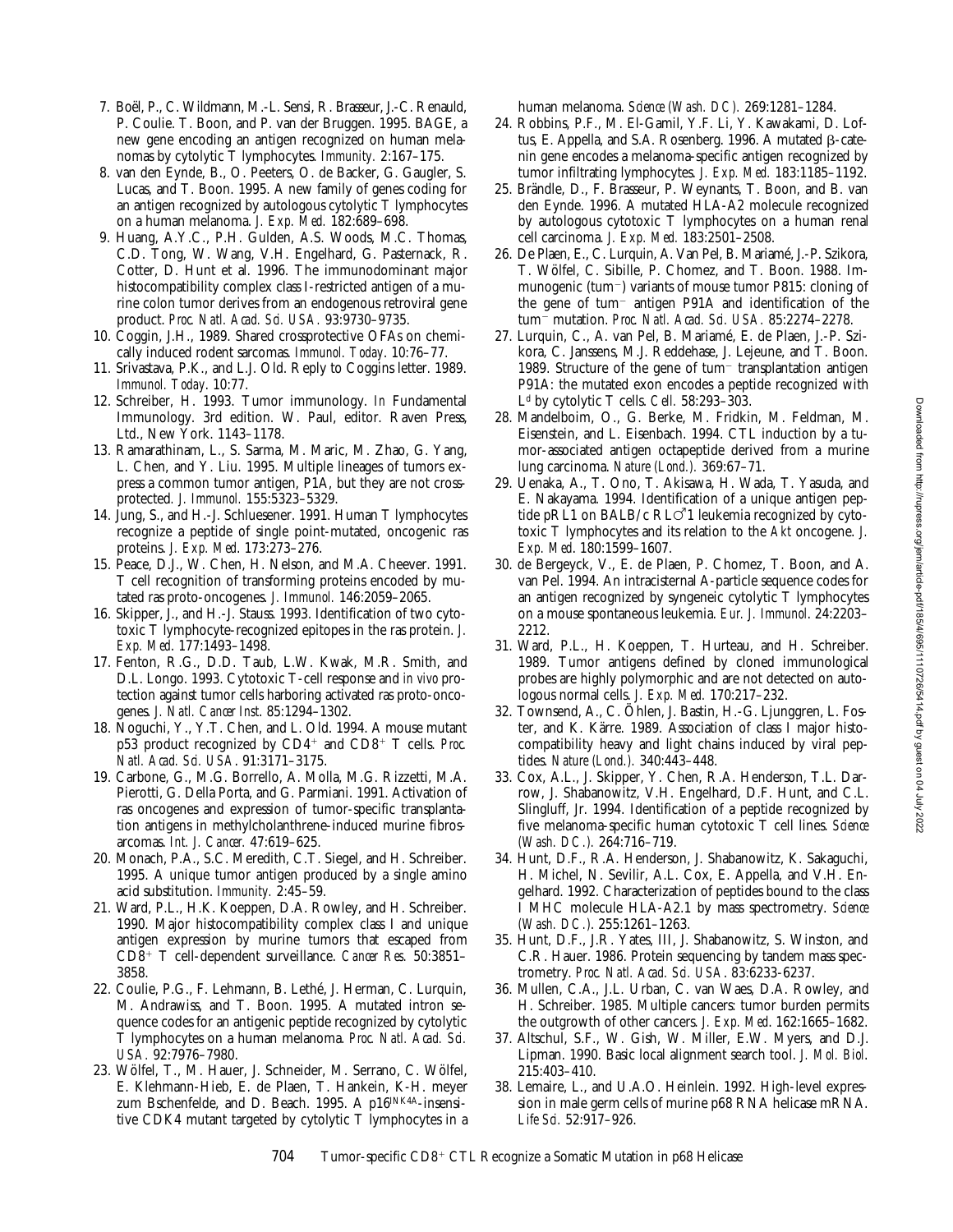7. Boël, P., C. Wildmann, M.-L. Sensi, R. Brasseur, J.-C. Renauld, P. Coulie. T. Boon, and P. van der Bruggen. 1995. BAGE, a new gene encoding an antigen recognized on human melanomas by cytolytic T lymphocytes. *Immunity.* 2:167–175.
8. van den Eynde, B., O. Peeters, O. de Backer, G. Gaugler, S. Lucas, and T. Boon. 1995. A new family of genes coding for an antigen recognized by autologous cytolytic T lymphocytes on a human melanoma. *J. Exp. Med.* 182:689–698.
9. Huang, A.Y.C., P.H. Gulden, A.S. Woods, M.C. Thomas, C.D. Tong, W. Wang, V.H. Engelhard, G. Pasternack, R. Cotter, D. Hunt et al. 1996. The immunodominant major histocompatibility complex class I-restricted antigen of a murine colon tumor derives from an endogenous retroviral gene product. *Proc. Natl. Acad. Sci. USA.* 93:9730–9735.
10. Coggin, J.H., 1989. Shared crossprotective OFAs on chemically induced rodent sarcomas. *Immunol. Today*. 10:76–77.
11. Srivastava, P.K., and L.J. Old. Reply to Coggins letter. 1989. *Immunol. Today*. 10:77.
12. Schreiber, H. 1993. Tumor immunology. *In* Fundamental Immunology. 3rd edition. W. Paul, editor. Raven Press, Ltd., New York. 1143–1178.
13. Ramarathinam, L., S. Sarma, M. Maric, M. Zhao, G. Yang, L. Chen, and Y. Liu. 1995. Multiple lineages of tumors express a common tumor antigen, P1A, but they are not crossprotected. *J. Immunol.* 155:5323–5329.
14. Jung, S., and H.-J. Schluesener. 1991. Human T lymphocytes recognize a peptide of single point-mutated, oncogenic ras proteins. *J. Exp. Med*. 173:273–276.
15. Peace, D.J., W. Chen, H. Nelson, and M.A. Cheever. 1991. T cell recognition of transforming proteins encoded by mutated ras proto-oncogenes. *J. Immunol.* 146:2059–2065.
16. Skipper, J., and H.-J. Stauss. 1993. Identification of two cytotoxic T lymphocyte-recognized epitopes in the ras protein. *J. Exp. Med*. 177:1493–1498.
17. Fenton, R.G., D.D. Taub, L.W. Kwak, M.R. Smith, and D.L. Longo. 1993. Cytotoxic T-cell response and *in vivo* protection against tumor cells harboring activated ras proto-oncogenes. *J. Natl. Cancer Inst*. 85:1294–1302.
18. Noguchi, Y., Y.T. Chen, and L. Old. 1994. A mouse mutant p53 product recognized by $CD4^+$ and $CD8^+$ T cells. *Proc. Natl. Acad. Sci. USA*. 91:3171–3175.
19. Carbone, G., M.G. Borrello, A. Molla, M.G. Rizzetti, M.A. Pierotti, G. Della Porta, and G. Parmiani. 1991. Activation of ras oncogenes and expression of tumor-specific transplantation antigens in methylcholanthrene-induced murine fibrosarcomas. *Int. J. Cancer.* 47:619–625.
20. Monach, P.A., S.C. Meredith, C.T. Siegel, and H. Schreiber. 1995. A unique tumor antigen produced by a single amino acid substitution. *Immunity.* 2:45–59.
21. Ward, P.L., H.K. Koeppen, D.A. Rowley, and H. Schreiber. 1990. Major histocompatibility complex class I and unique antigen expression by murine tumors that escaped from $CD8^+$ T cell-dependent surveillance. *Cancer Res.* 50:3851–3858.
22. Coulie, P.G., F. Lehmann, B. Lethé, J. Herman, C. Lurquin, M. Andrawiss, and T. Boon. 1995. A mutated intron sequence codes for an antigenic peptide recognized by cytolytic T lymphocytes on a human melanoma. *Proc. Natl. Acad. Sci. USA.* 92:7976–7980.
23. Wölfel, T., M. Hauer, J. Schneider, M. Serrano, C. Wölfel, E. Klehmann-Hieb, E. de Plaen, T. Hankein, K-H. meyer zum Bschenfelde, and D. Beach. 1995. A $p16^{INK4A}$-insensitive CDK4 mutant targeted by cytolytic T lymphocytes in a human melanoma. *Science (Wash. DC).* 269:1281–1284.
24. Robbins, P.F., M. El-Gamil, Y.F. Li, Y. Kawakami, D. Loftus, E. Appella, and S.A. Rosenberg. 1996. A mutated β-catenin gene encodes a melanoma-specific antigen recognized by tumor infiltrating lymphocytes. *J. Exp. Med.* 183:1185–1192.
25. Brändle, D., F. Brasseur, P. Weynants, T. Boon, and B. van den Eynde. 1996. A mutated HLA-A2 molecule recognized by autologous cytotoxic T lymphocytes on a human renal cell carcinoma. *J. Exp. Med.* 183:2501–2508.
26. De Plaen, E., C. Lurquin, A. Van Pel, B. Mariamé, J.-P. Szikora, T. Wölfel, C. Sibille, P. Chomez, and T. Boon. 1988. Immunogenic ($tum^-$) variants of mouse tumor P815: cloning of the gene of $tum^-$ antigen P91A and identification of the $tum^-$ mutation. *Proc. Natl. Acad. Sci. USA.* 85:2274–2278.
27. Lurquin, C., A. van Pel, B. Mariamé, E. de Plaen, J.-P. Szikora, C. Janssens, M.J. Reddehase, J. Lejeune, and T. Boon. 1989. Structure of the gene of $tum^-$ transplantation antigen P91A: the mutated exon encodes a peptide recognized with $L^d$ by cytolytic T cells. *Cell.* 58:293–303.
28. Mandelboim, O., G. Berke, M. Fridkin, M. Feldman, M. Eisenstein, and L. Eisenbach. 1994. CTL induction by a tumor-associated antigen octapeptide derived from a murine lung carcinoma. *Nature (Lond.).* 369:67–71.
29. Uenaka, A., T. Ono, T. Akisawa, H. Wada, T. Yasuda, and E. Nakayama. 1994. Identification of a unique antigen peptide pRL1 on BALB/c RL♂1 leukemia recognized by cytotoxic T lymphocytes and its relation to the *Akt* oncogene. *J. Exp. Med*. 180:1599–1607.
30. de Bergeyck, V., E. de Plaen, P. Chomez, T. Boon, and A. van Pel. 1994. An intracisternal A-particle sequence codes for an antigen recognized by syngeneic cytolytic T lymphocytes on a mouse spontaneous leukemia. *Eur. J. Immunol*. 24:2203–2212.
31. Ward, P.L., H. Koeppen, T. Hurteau, and H. Schreiber. 1989. Tumor antigens defined by cloned immunological probes are highly polymorphic and are not detected on autologous normal cells. *J. Exp. Med.* 170:217–232.
32. Townsend, A., C. Öhlen, J. Bastin, H.-G. Ljunggren, L. Foster, and K. Kärre. 1989. Association of class I major histocompatibility heavy and light chains induced by viral peptides. *Nature (Lond.).* 340:443–448.
33. Cox, A.L., J. Skipper, Y. Chen, R.A. Henderson, T.L. Darrow, J. Shabanowitz, V.H. Engelhard, D.F. Hunt, and C.L. Slingluff, Jr. 1994. Identification of a peptide recognized by five melanoma-specific human cytotoxic T cell lines. *Science (Wash. DC.).* 264:716–719.
34. Hunt, D.F., R.A. Henderson, J. Shabanowitz, K. Sakaguchi, H. Michel, N. Sevilir, A.L. Cox, E. Appella, and V.H. Engelhard. 1992. Characterization of peptides bound to the class I MHC molecule HLA-A2.1 by mass spectrometry. *Science (Wash. DC.).* 255:1261–1263.
35. Hunt, D.F., J.R. Yates, III, J. Shabanowitz, S. Winston, and C.R. Hauer. 1986. Protein sequencing by tandem mass spectrometry. *Proc. Natl. Acad. Sci. USA.* 83:6233-6237.
36. Mullen, C.A., J.L. Urban, C. van Waes, D.A. Rowley, and H. Schreiber. 1985. Multiple cancers: tumor burden permits the outgrowth of other cancers. *J. Exp. Med*. 162:1665–1682.
37. Altschul, S.F., W. Gish, W. Miller, E.W. Myers, and D.J. Lipman. 1990. Basic local alignment search tool. *J. Mol. Biol*. 215:403–410.
38. Lemaire, L., and U.A.O. Heinlein. 1992. High-level expression in male germ cells of murine p68 RNA helicase mRNA. *Life Sci.* 52:917–926.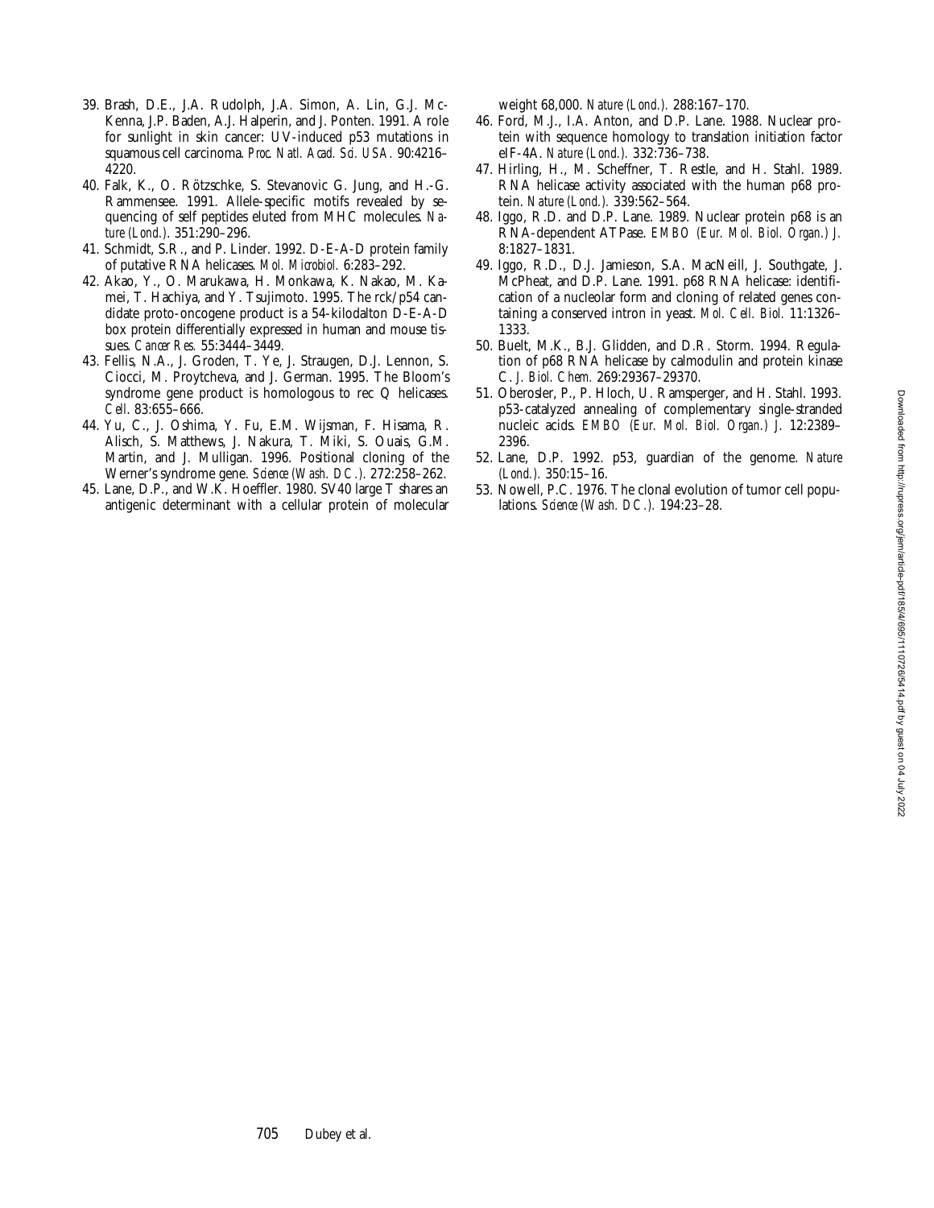39. Brash, D.E., J.A. Rudolph, J.A. Simon, A. Lin, G.J. McKenna, J.P. Baden, A.J. Halperin, and J. Ponten. 1991. A role for sunlight in skin cancer: UV-induced p53 mutations in squamous cell carcinoma. *Proc. Natl. Acad. Sci. USA.* 90:4216–4220.
40. Falk, K., O. Rötzschke, S. Stevanovic G. Jung, and H.-G. Rammensee. 1991. Allele-specific motifs revealed by sequencing of self peptides eluted from MHC molecules. *Nature (Lond.).* 351:290–296.
41. Schmidt, S.R., and P. Linder. 1992. D-E-A-D protein family of putative RNA helicases. *Mol. Microbiol.* 6:283–292.
42. Akao, Y., O. Marukawa, H. Monkawa, K. Nakao, M. Kamei, T. Hachiya, and Y. Tsujimoto. 1995. The rck/p54 candidate proto-oncogene product is a 54-kilodalton D-E-A-D box protein differentially expressed in human and mouse tissues. *Cancer Res.* 55:3444–3449.
43. Fellis, N.A., J. Groden, T. Ye, J. Straugen, D.J. Lennon, S. Ciocci, M. Proytcheva, and J. German. 1995. The Bloom's syndrome gene product is homologous to rec Q helicases. *Cell.* 83:655–666.
44. Yu, C., J. Oshima, Y. Fu, E.M. Wijsman, F. Hisama, R. Alisch, S. Matthews, J. Nakura, T. Miki, S. Ouais, G.M. Martin, and J. Mulligan. 1996. Positional cloning of the Werner's syndrome gene. *Science (Wash. DC).* 272:258–262.
45. Lane, D.P., and W.K. Hoeffler. 1980. SV40 large T shares an antigenic determinant with a cellular protein of molecular weight 68,000. *Nature (Lond.).* 288:167–170.
46. Ford, M.J., I.A. Anton, and D.P. Lane. 1988. Nuclear protein with sequence homology to translation initiation factor eIF-4A. *Nature (Lond.).* 332:736–738.
47. Hirling, H., M. Scheffner, T. Restle, and H. Stahl. 1989. RNA helicase activity associated with the human p68 protein. *Nature (Lond.).* 339:562–564.
48. Iggo, R.D. and D.P. Lane. 1989. Nuclear protein p68 is an RNA-dependent ATPase. *EMBO (Eur. Mol. Biol. Organ.) J.* 8:1827–1831.
49. Iggo, R.D., D.J. Jamieson, S.A. MacNeill, J. Southgate, J. McPheat, and D.P. Lane. 1991. p68 RNA helicase: identification of a nucleolar form and cloning of related genes containing a conserved intron in yeast. *Mol. Cell. Biol.* 11:1326–1333.
50. Buelt, M.K., B.J. Glidden, and D.R. Storm. 1994. Regulation of p68 RNA helicase by calmodulin and protein kinase C. *J. Biol. Chem.* 269:29367–29370.
51. Oberosler, P., P. Hloch, U. Ramsperger, and H. Stahl. 1993. p53-catalyzed annealing of complementary single-stranded nucleic acids. *EMBO (Eur. Mol. Biol. Organ.) J.* 12:2389–2396.
52. Lane, D.P. 1992. p53, guardian of the genome. *Nature (Lond.).* 350:15–16.
53. Nowell, P.C. 1976. The clonal evolution of tumor cell populations. *Science (Wash. DC.).* 194:23–28.